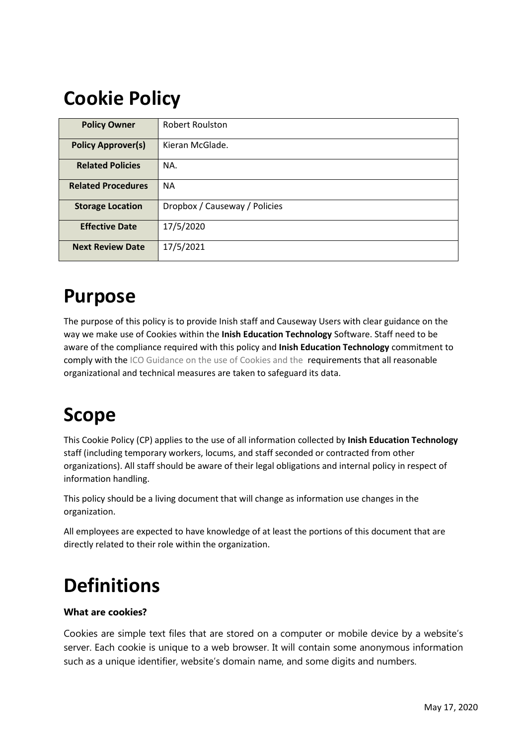# Cookie Policy

| Policy Owner | Robert Roulston |
|---|---|
| **Policy Approver(s)** | Kieran McGlade. |
| **Related Policies** | NA. |
| **Related Procedures** | NA |
| **Storage Location** | Dropbox / Causeway / Policies |
| **Effective Date** | 17/5/2020 |
| **Next Review Date** | 17/5/2021 |

# Purpose

The purpose of this policy is to provide Inish staff and Causeway Users with clear guidance on the way we make use of Cookies within the **Inish Education Technology** Software. Staff need to be aware of the compliance required with this policy and **Inish Education Technology** commitment to comply with the ICO Guidance on the use of Cookies and the requirements that all reasonable organizational and technical measures are taken to safeguard its data.

# Scope

This Cookie Policy (CP) applies to the use of all information collected by **Inish Education Technology** staff (including temporary workers, locums, and staff seconded or contracted from other organizations). All staff should be aware of their legal obligations and internal policy in respect of information handling.

This policy should be a living document that will change as information use changes in the organization.

All employees are expected to have knowledge of at least the portions of this document that are directly related to their role within the organization.

# Definitions

**What are cookies?**

Cookies are simple text files that are stored on a computer or mobile device by a website's server. Each cookie is unique to a web browser. It will contain some anonymous information such as a unique identifier, website's domain name, and some digits and numbers.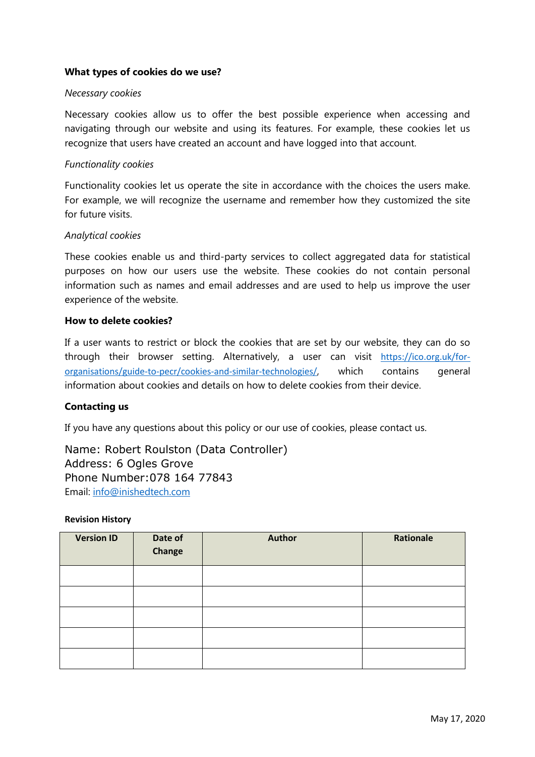**What types of cookies do we use?**

*Necessary cookies*

Necessary cookies allow us to offer the best possible experience when accessing and navigating through our website and using its features. For example, these cookies let us recognize that users have created an account and have logged into that account.

*Functionality cookies*

Functionality cookies let us operate the site in accordance with the choices the users make. For example, we will recognize the username and remember how they customized the site for future visits.

*Analytical cookies*

These cookies enable us and third-party services to collect aggregated data for statistical purposes on how our users use the website. These cookies do not contain personal information such as names and email addresses and are used to help us improve the user experience of the website.

**How to delete cookies?**

If a user wants to restrict or block the cookies that are set by our website, they can do so through their browser setting. Alternatively, a user can visit https://ico.org.uk/for-organisations/guide-to-pecr/cookies-and-similar-technologies/, which contains general information about cookies and details on how to delete cookies from their device.

**Contacting us**

If you have any questions about this policy or our use of cookies, please contact us.

Name: Robert Roulston (Data Controller)
Address: 6 Ogles Grove
Phone Number:078 164 77843
Email: info@inishedtech.com

**Revision History**

| Version ID | Date of Change | Author | Rationale |
|---|---|---|---|
| | | | |
| | | | |
| | | | |
| | | | |
| | | | |

May 17, 2020